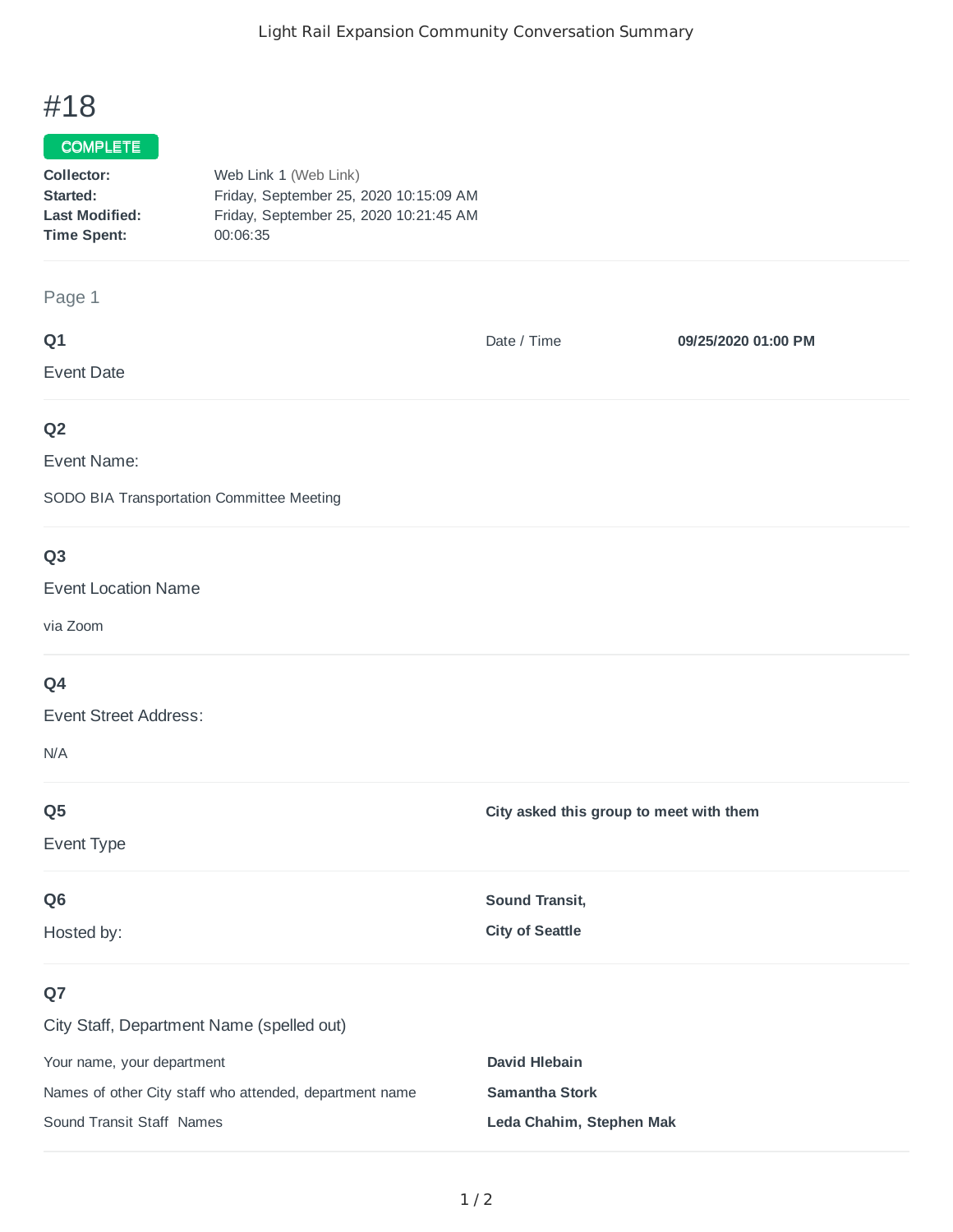# #18

**COMPLETE**

**Collector:** Web Link 1 (Web Link)
**Started:** Friday, September 25, 2020 10:15:09 AM
**Last Modified:** Friday, September 25, 2020 10:21:45 AM
**Time Spent:** 00:06:35

## Page 1

### Q1

Event Date

Date / Time **09/25/2020 01:00 PM**

### Q2

Event Name:

SODO BIA Transportation Committee Meeting

### Q3

Event Location Name

via Zoom

### Q4

Event Street Address:

N/A

### Q5

Event Type

**City asked this group to meet with them**

### Q6

Hosted by:

**Sound Transit,**

**City of Seattle**

### Q7

City Staff, Department Name (spelled out)

Your name, your department **David Hlebain**

Names of other City staff who attended, department name **Samantha Stork**

Sound Transit Staff Names **Leda Chahim, Stephen Mak**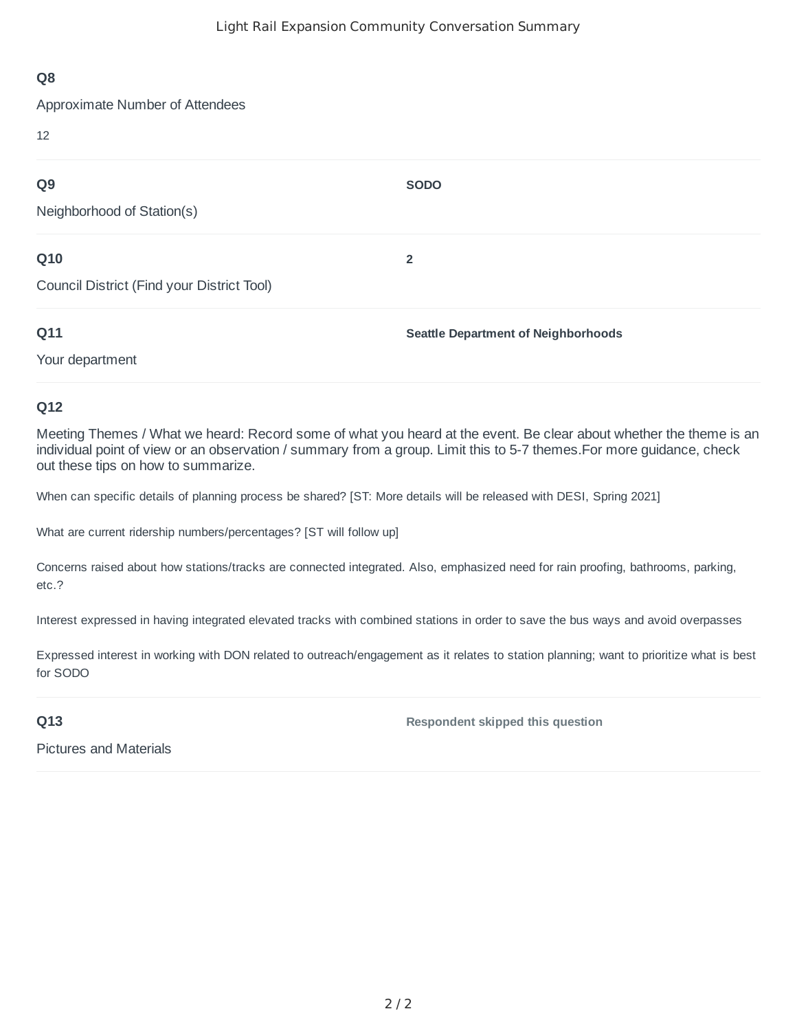**Q8**

Approximate Number of Attendees

12

**Q9**

Neighborhood of Station(s)

**SODO**

**Q10**

Council District (Find your District Tool)

**2**

**Q11**

Your department

**Seattle Department of Neighborhoods**

**Q12**

Meeting Themes / What we heard: Record some of what you heard at the event. Be clear about whether the theme is an individual point of view or an observation / summary from a group. Limit this to 5-7 themes.For more guidance, check out these tips on how to summarize.

When can specific details of planning process be shared? [ST: More details will be released with DESI, Spring 2021]

What are current ridership numbers/percentages? [ST will follow up]

Concerns raised about how stations/tracks are connected integrated. Also, emphasized need for rain proofing, bathrooms, parking, etc.?

Interest expressed in having integrated elevated tracks with combined stations in order to save the bus ways and avoid overpasses

Expressed interest in working with DON related to outreach/engagement as it relates to station planning; want to prioritize what is best for SODO

**Q13**

Pictures and Materials

**Respondent skipped this question**